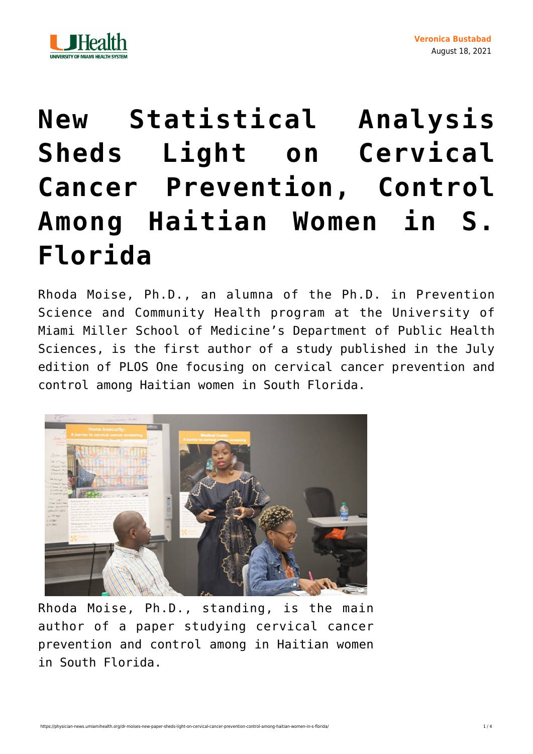Veronica Bustabad
August 18, 2021

# New Statistical Analysis Sheds Light on Cervical Cancer Prevention, Control Among Haitian Women in S. Florida

Rhoda Moise, Ph.D., an alumna of the Ph.D. in Prevention Science and Community Health program at the University of Miami Miller School of Medicine's Department of Public Health Sciences, is the first author of a study published in the July edition of PLOS One focusing on cervical cancer prevention and control among Haitian women in South Florida.

Rhoda Moise, Ph.D., standing, is the main author of a paper studying cervical cancer prevention and control among in Haitian women in South Florida.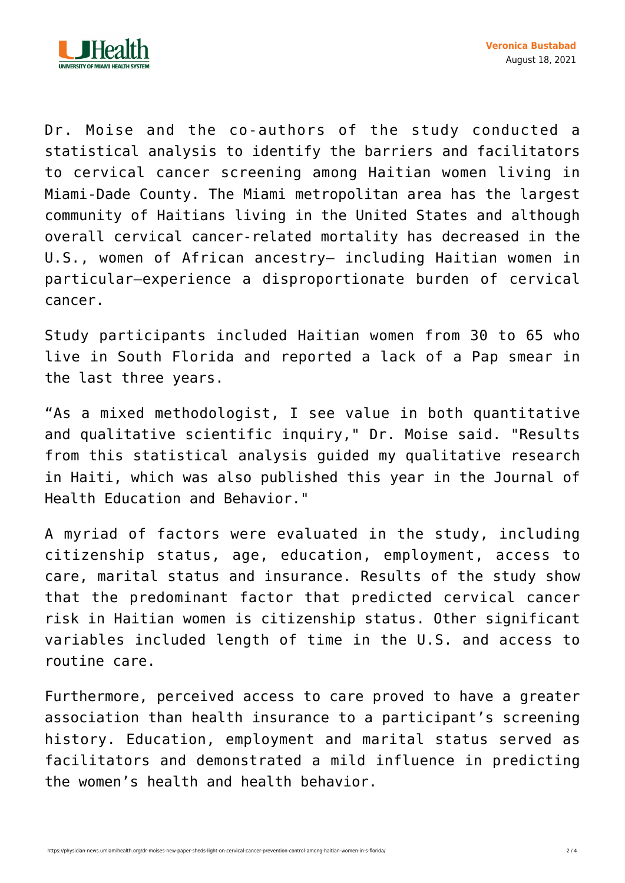Dr. Moise and the co-authors of the study conducted a statistical analysis to identify the barriers and facilitators to cervical cancer screening among Haitian women living in Miami-Dade County. The Miami metropolitan area has the largest community of Haitians living in the United States and although overall cervical cancer-related mortality has decreased in the U.S., women of African ancestry– including Haitian women in particular—experience a disproportionate burden of cervical cancer.

Study participants included Haitian women from 30 to 65 who live in South Florida and reported a lack of a Pap smear in the last three years.

"As a mixed methodologist, I see value in both quantitative and qualitative scientific inquiry," Dr. Moise said. "Results from this statistical analysis guided my qualitative research in Haiti, which was also published this year in the Journal of Health Education and Behavior."

A myriad of factors were evaluated in the study, including citizenship status, age, education, employment, access to care, marital status and insurance. Results of the study show that the predominant factor that predicted cervical cancer risk in Haitian women is citizenship status. Other significant variables included length of time in the U.S. and access to routine care.

Furthermore, perceived access to care proved to have a greater association than health insurance to a participant's screening history. Education, employment and marital status served as facilitators and demonstrated a mild influence in predicting the women's health and health behavior.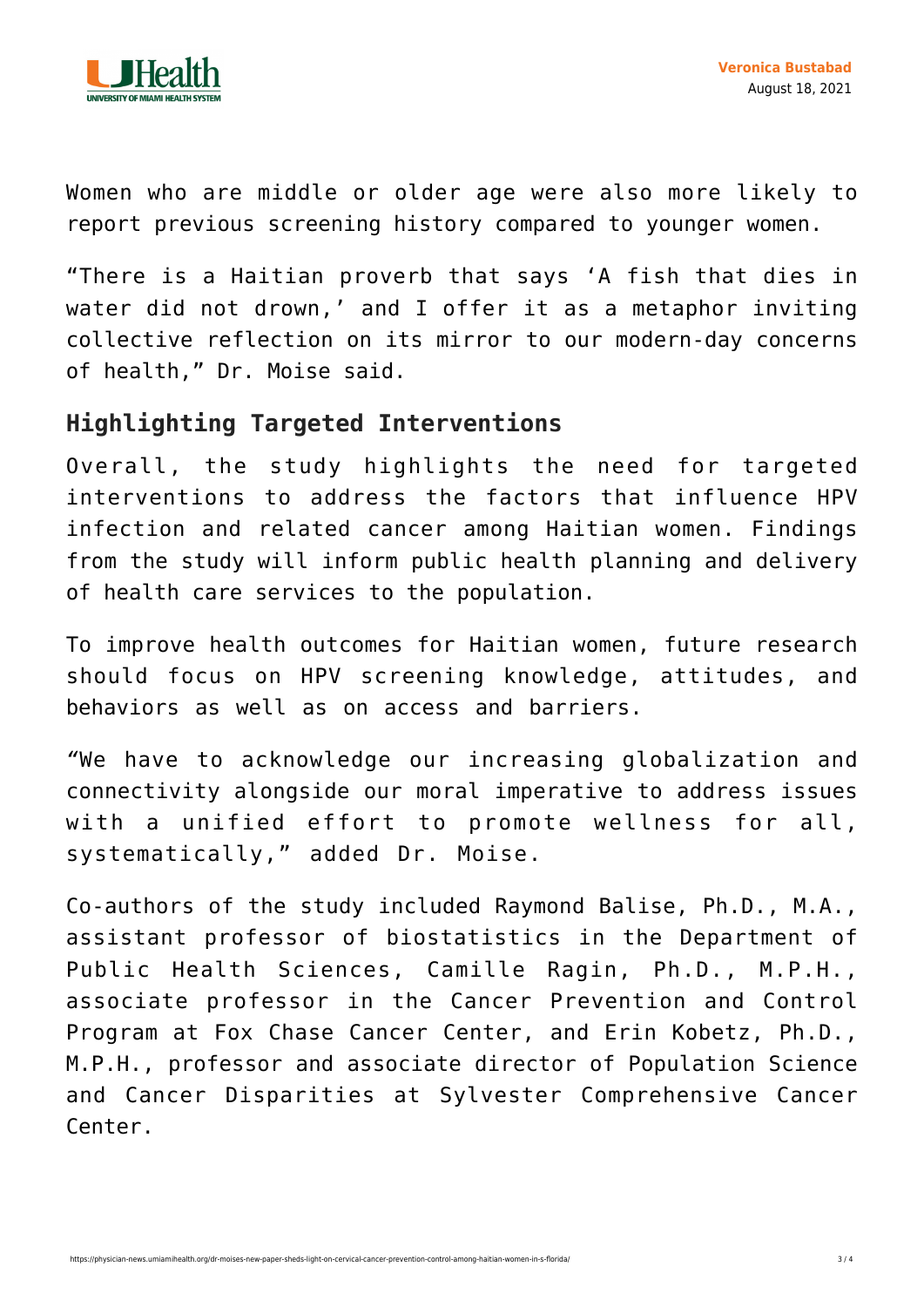Women who are middle or older age were also more likely to report previous screening history compared to younger women.

"There is a Haitian proverb that says 'A fish that dies in water did not drown,' and I offer it as a metaphor inviting collective reflection on its mirror to our modern-day concerns of health," Dr. Moise said.

## Highlighting Targeted Interventions

Overall, the study highlights the need for targeted interventions to address the factors that influence HPV infection and related cancer among Haitian women. Findings from the study will inform public health planning and delivery of health care services to the population.

To improve health outcomes for Haitian women, future research should focus on HPV screening knowledge, attitudes, and behaviors as well as on access and barriers.

"We have to acknowledge our increasing globalization and connectivity alongside our moral imperative to address issues with a unified effort to promote wellness for all, systematically," added Dr. Moise.

Co-authors of the study included Raymond Balise, Ph.D., M.A., assistant professor of biostatistics in the Department of Public Health Sciences, Camille Ragin, Ph.D., M.P.H., associate professor in the Cancer Prevention and Control Program at Fox Chase Cancer Center, and Erin Kobetz, Ph.D., M.P.H., professor and associate director of Population Science and Cancer Disparities at Sylvester Comprehensive Cancer Center.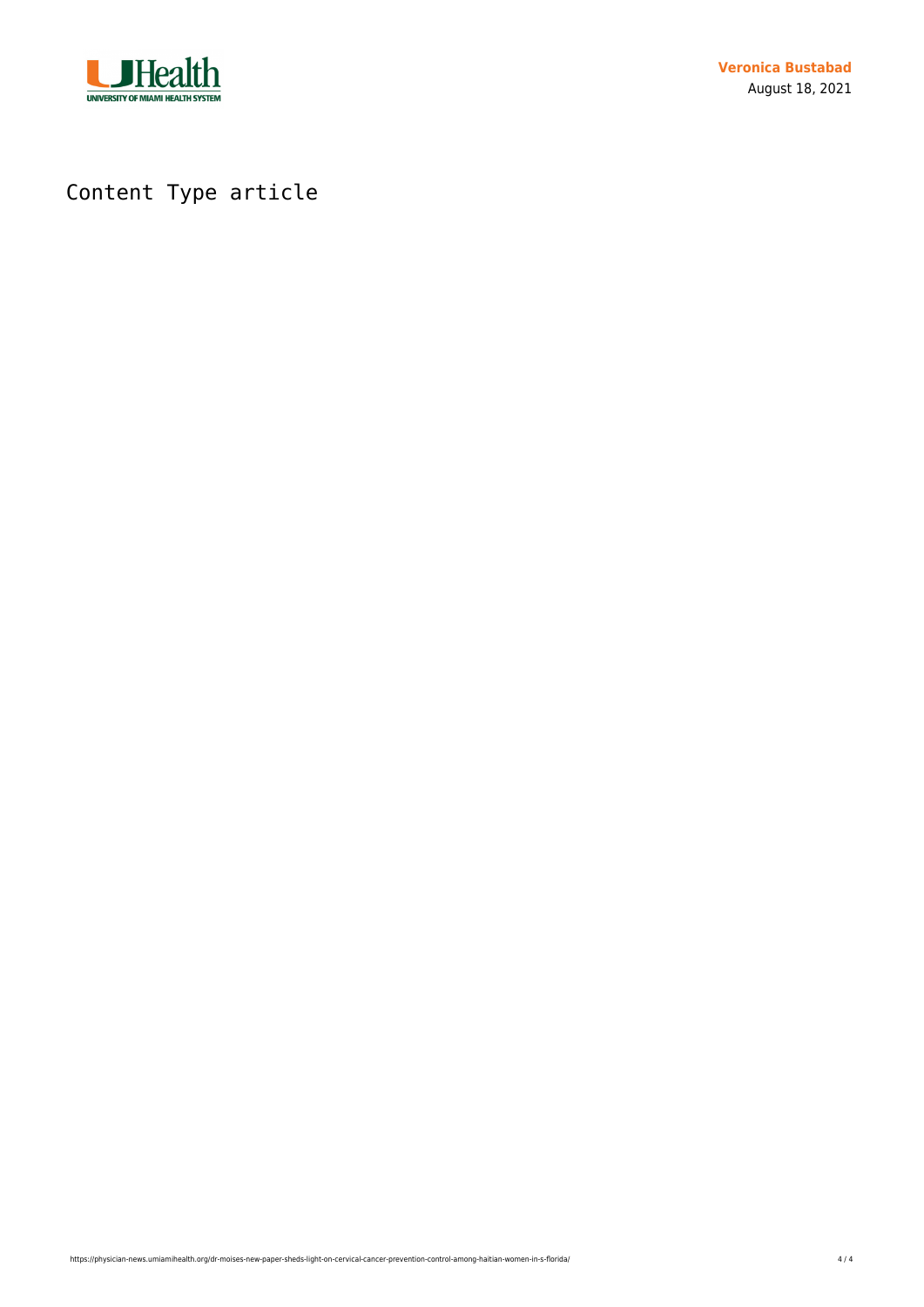Content Type article